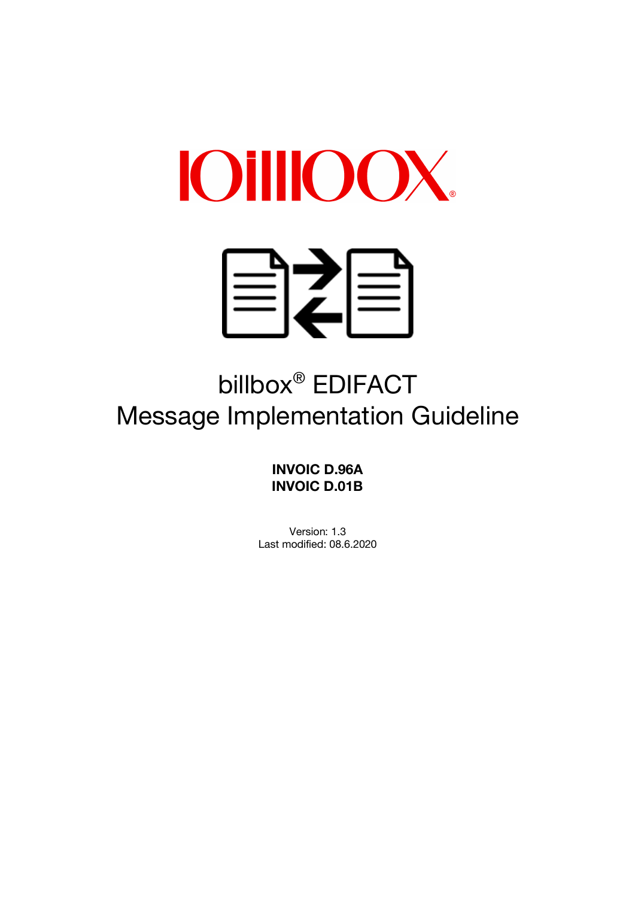# billbox® EDIFACT Message Implementation Guideline

**INVOIC D.96A**
**INVOIC D.01B**

Version: 1.3
Last modified: 08.6.2020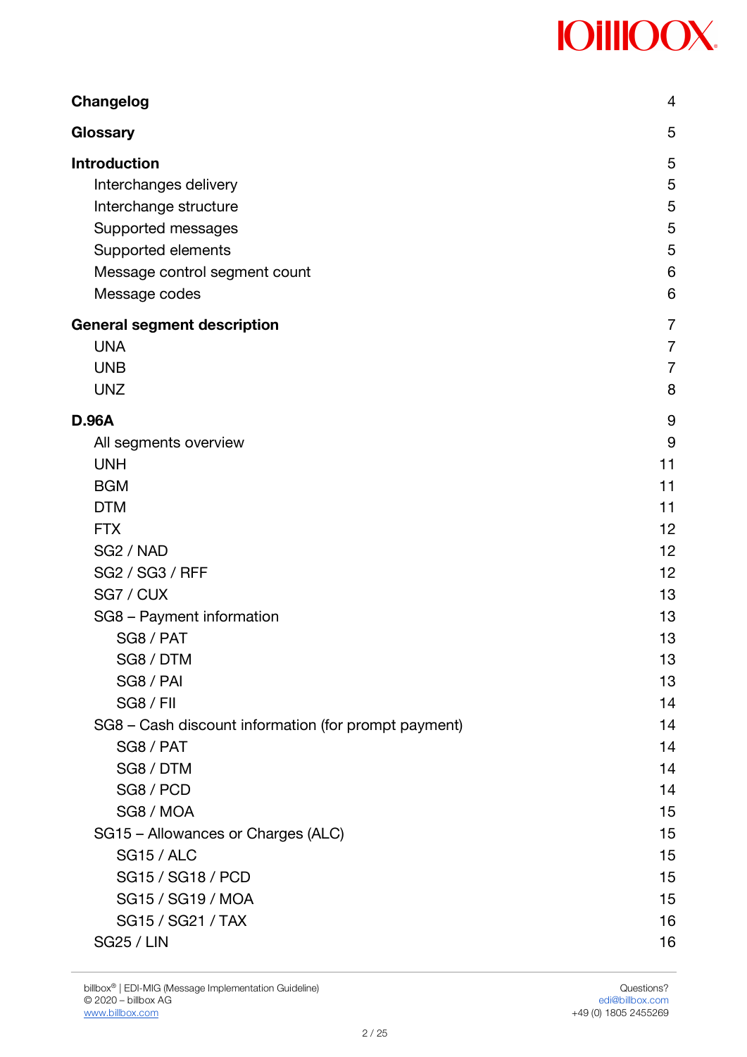**Changelog** 4

**Glossary** 5

**Introduction** 5

- Interchanges delivery 5
- Interchange structure 5
- Supported messages 5
- Supported elements 5
- Message control segment count 6
- Message codes 6

**General segment description** 7

- UNA 7
- UNB 7
- UNZ 8

**D.96A** 9

- All segments overview 9
- UNH 11
- BGM 11
- DTM 11
- FTX 12
- SG2 / NAD 12
- SG2 / SG3 / RFF 12
- SG7 / CUX 13
- SG8 – Payment information 13
    - SG8 / PAT 13
    - SG8 / DTM 13
    - SG8 / PAI 13
    - SG8 / FII 14
- SG8 – Cash discount information (for prompt payment) 14
    - SG8 / PAT 14
    - SG8 / DTM 14
    - SG8 / PCD 14
    - SG8 / MOA 15
- SG15 – Allowances or Charges (ALC) 15
    - SG15 / ALC 15
    - SG15 / SG18 / PCD 15
    - SG15 / SG19 / MOA 15
    - SG15 / SG21 / TAX 16
- SG25 / LIN 16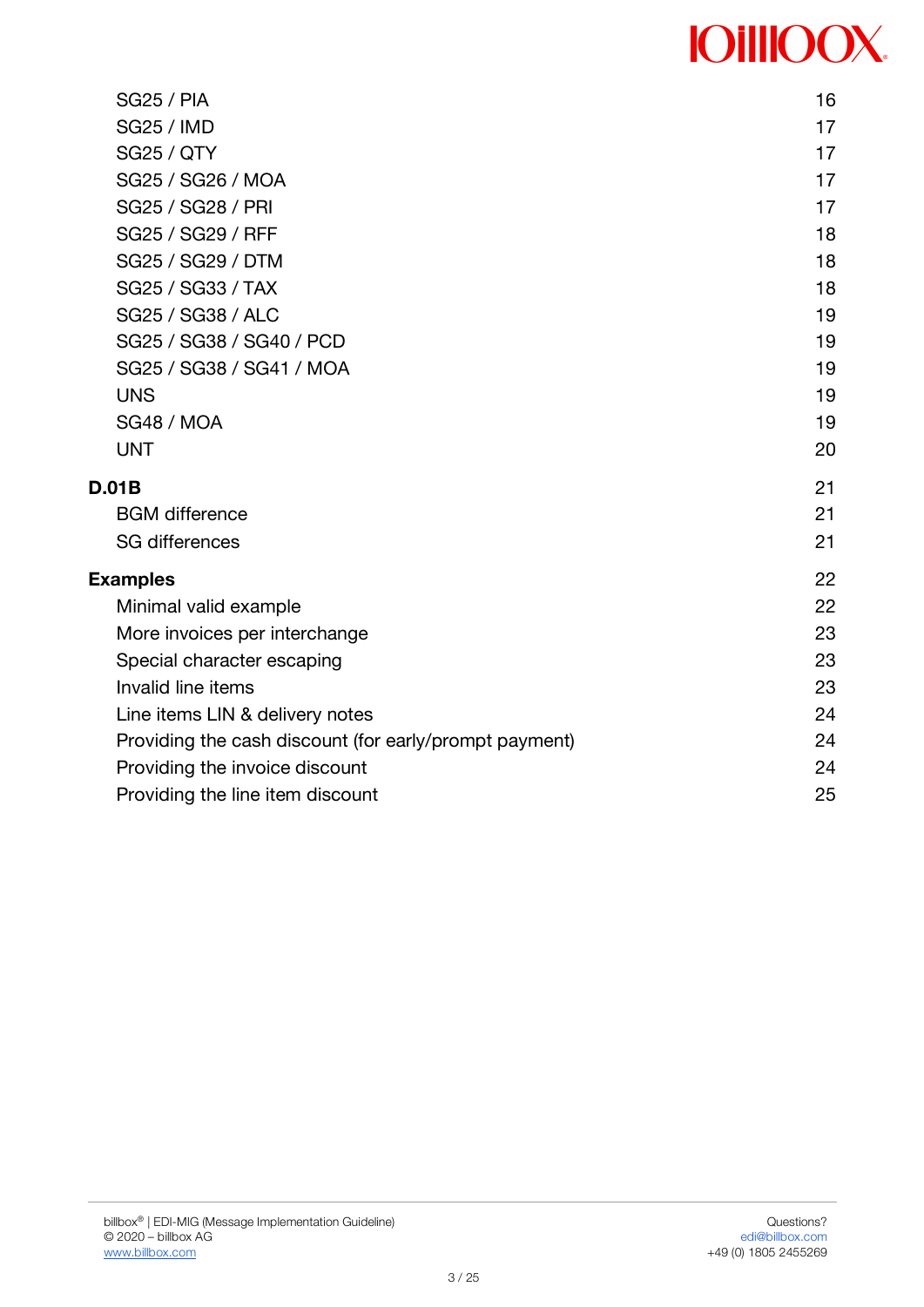| | |
|---|---|
| SG25 / PIA | 16 |
| SG25 / IMD | 17 |
| SG25 / QTY | 17 |
| SG25 / SG26 / MOA | 17 |
| SG25 / SG28 / PRI | 17 |
| SG25 / SG29 / RFF | 18 |
| SG25 / SG29 / DTM | 18 |
| SG25 / SG33 / TAX | 18 |
| SG25 / SG38 / ALC | 19 |
| SG25 / SG38 / SG40 / PCD | 19 |
| SG25 / SG38 / SG41 / MOA | 19 |
| UNS | 19 |
| SG48 / MOA | 19 |
| UNT | 20 |
| **D.01B** | 21 |
| BGM difference | 21 |
| SG differences | 21 |
| **Examples** | 22 |
| Minimal valid example | 22 |
| More invoices per interchange | 23 |
| Special character escaping | 23 |
| Invalid line items | 23 |
| Line items LIN & delivery notes | 24 |
| Providing the cash discount (for early/prompt payment) | 24 |
| Providing the invoice discount | 24 |
| Providing the line item discount | 25 |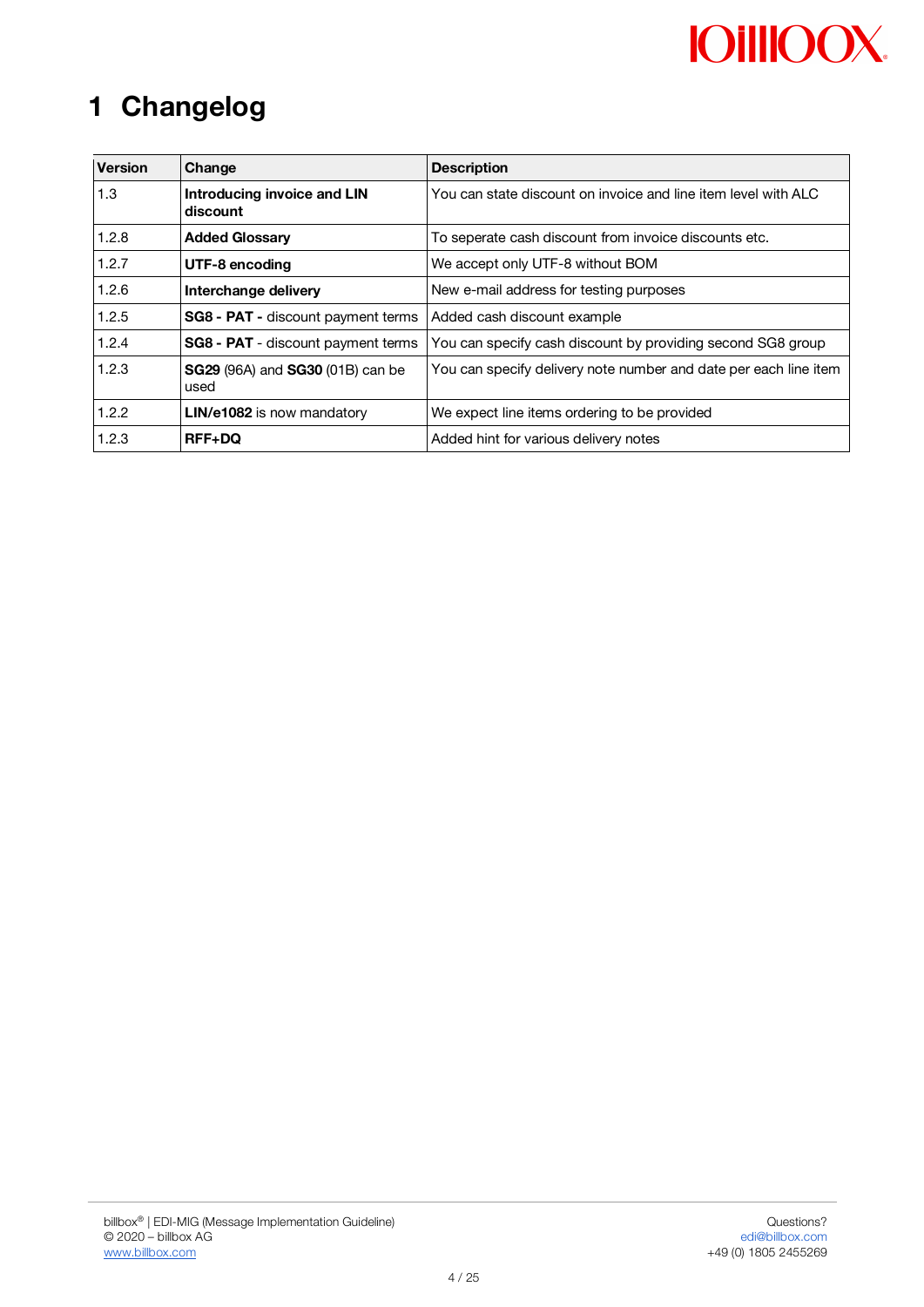# 1 Changelog

| Version | Change | Description |
|---|---|---|
| 1.3 | **Introducing invoice and LIN discount** | You can state discount on invoice and line item level with ALC |
| 1.2.8 | **Added Glossary** | To seperate cash discount from invoice discounts etc. |
| 1.2.7 | **UTF-8 encoding** | We accept only UTF-8 without BOM |
| 1.2.6 | **Interchange delivery** | New e-mail address for testing purposes |
| 1.2.5 | **SG8 - PAT -** discount payment terms | Added cash discount example |
| 1.2.4 | **SG8 - PAT** - discount payment terms | You can specify cash discount by providing second SG8 group |
| 1.2.3 | **SG29** (96A) and **SG30** (01B) can be used | You can specify delivery note number and date per each line item |
| 1.2.2 | **LIN/e1082** is now mandatory | We expect line items ordering to be provided |
| 1.2.3 | **RFF+DQ** | Added hint for various delivery notes |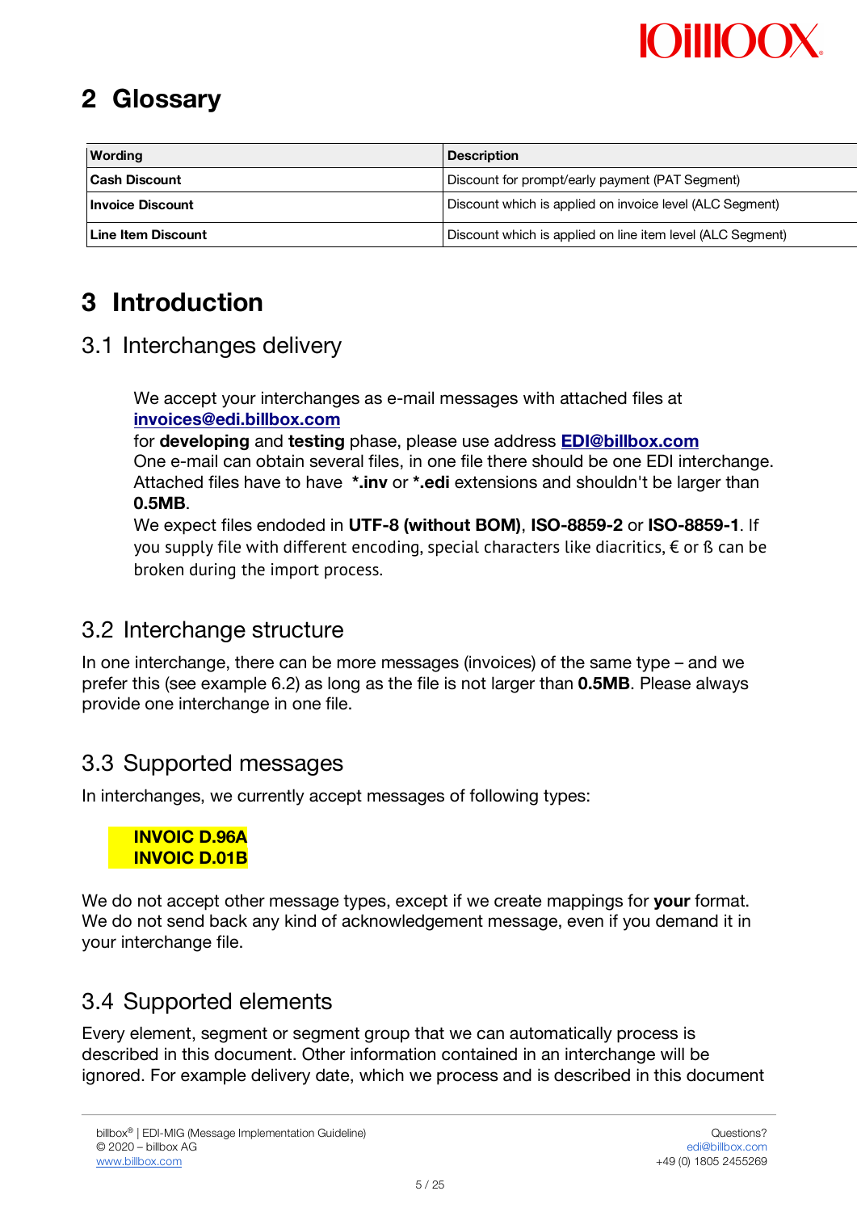# 2 Glossary

| Wording | Description |
| --- | --- |
| **Cash Discount** | Discount for prompt/early payment (PAT Segment) |
| **Invoice Discount** | Discount which is applied on invoice level (ALC Segment) |
| **Line Item Discount** | Discount which is applied on line item level (ALC Segment) |

# 3 Introduction

## 3.1 Interchanges delivery

We accept your interchanges as e-mail messages with attached files at **invoices@edi.billbox.com**
for **developing** and **testing** phase, please use address **EDI@billbox.com**
One e-mail can obtain several files, in one file there should be one EDI interchange.
Attached files have to have **\*.inv** or **\*.edi** extensions and shouldn't be larger than **0.5MB**.
We expect files endoded in **UTF-8 (without BOM)**, **ISO-8859-2** or **ISO-8859-1**. If you supply file with different encoding, special characters like diacritics, € or ß can be broken during the import process.

## 3.2 Interchange structure

In one interchange, there can be more messages (invoices) of the same type – and we prefer this (see example 6.2) as long as the file is not larger than **0.5MB**. Please always provide one interchange in one file.

## 3.3 Supported messages

In interchanges, we currently accept messages of following types:

**INVOIC D.96A**
**INVOIC D.01B**

We do not accept other message types, except if we create mappings for **your** format.
We do not send back any kind of acknowledgement message, even if you demand it in your interchange file.

## 3.4 Supported elements

Every element, segment or segment group that we can automatically process is described in this document. Other information contained in an interchange will be ignored. For example delivery date, which we process and is described in this document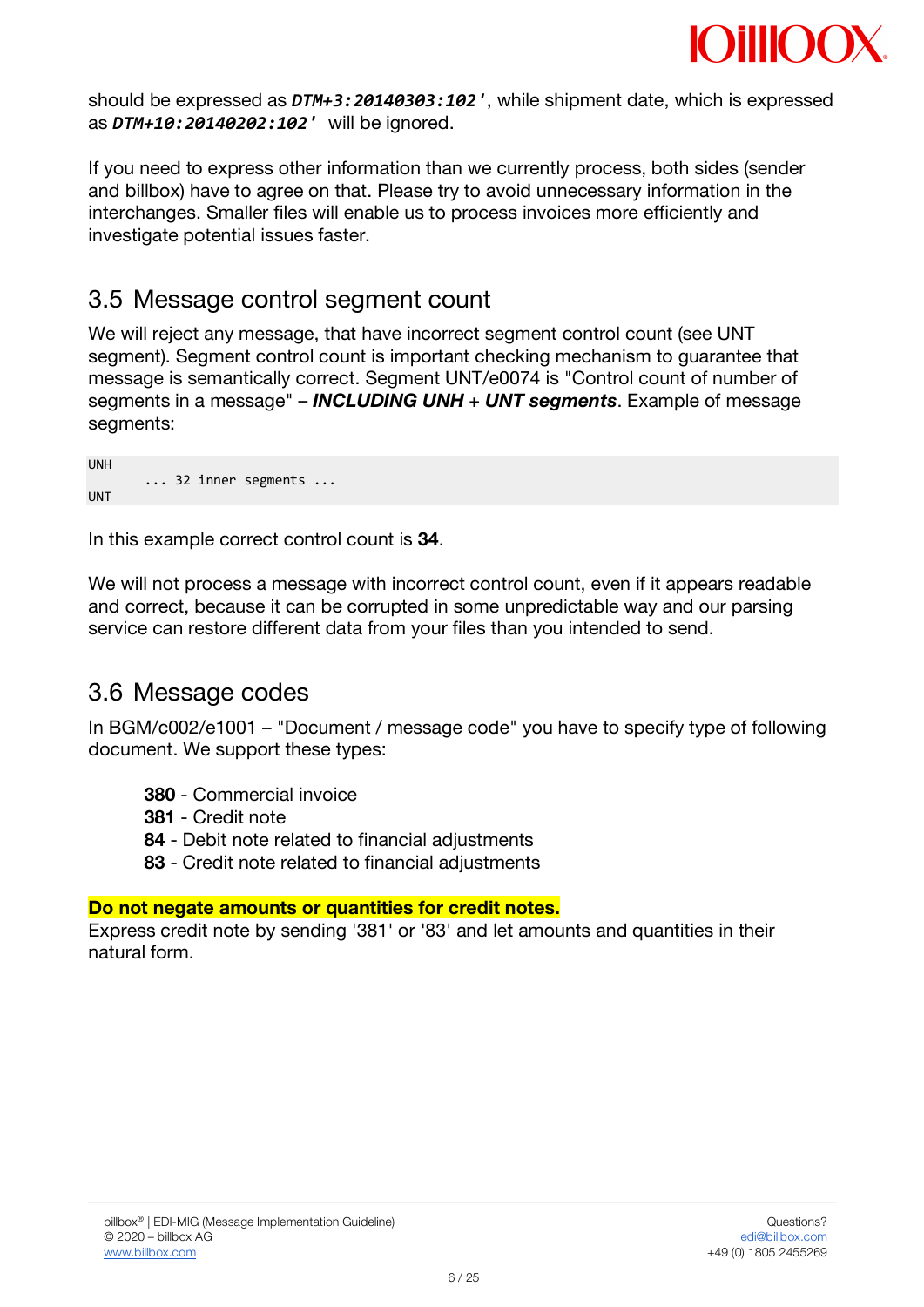should be expressed as ***DTM+3:20140303:102'***, while shipment date, which is expressed as ***DTM+10:20140202:102'*** will be ignored.

If you need to express other information than we currently process, both sides (sender and billbox) have to agree on that. Please try to avoid unnecessary information in the interchanges. Smaller files will enable us to process invoices more efficiently and investigate potential issues faster.

## 3.5 Message control segment count

We will reject any message, that have incorrect segment control count (see UNT segment). Segment control count is important checking mechanism to guarantee that message is semantically correct. Segment UNT/e0074 is "Control count of number of segments in a message" – ***INCLUDING UNH + UNT segments***. Example of message segments:

```
UNH
        ... 32 inner segments ...
UNT
```

In this example correct control count is **34**.

We will not process a message with incorrect control count, even if it appears readable and correct, because it can be corrupted in some unpredictable way and our parsing service can restore different data from your files than you intended to send.

## 3.6 Message codes

In BGM/c002/e1001 – "Document / message code" you have to specify type of following document. We support these types:

**380** - Commercial invoice
**381** - Credit note
**84** - Debit note related to financial adjustments
**83** - Credit note related to financial adjustments

**Do not negate amounts or quantities for credit notes.**
Express credit note by sending '381' or '83' and let amounts and quantities in their natural form.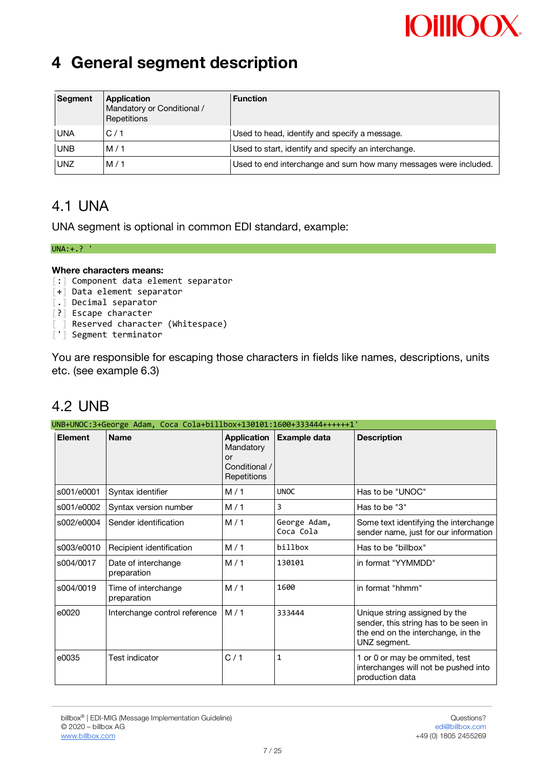# 4 General segment description

| Segment | Application Mandatory or Conditional / Repetitions | Function |
|---|---|---|
| UNA | C / 1 | Used to head, identify and specify a message. |
| UNB | M / 1 | Used to start, identify and specify an interchange. |
| UNZ | M / 1 | Used to end interchange and sum how many messages were included. |

## 4.1 UNA

UNA segment is optional in common EDI standard, example:

```
UNA:+.? '
```

**Where characters means:**

```
[:] Component data element separator
[+] Data element separator
[.] Decimal separator
[?] Escape character
[ ] Reserved character (Whitespace)
['] Segment terminator
```

You are responsible for escaping those characters in fields like names, descriptions, units etc. (see example 6.3)

## 4.2 UNB

```
UNB+UNOC:3+George Adam, Coca Cola+billbox+130101:1600+333444++++++1'
```

| Element | Name | Application Mandatory or Conditional / Repetitions | Example data | Description |
|---|---|---|---|---|
| s001/e0001 | Syntax identifier | M / 1 | UNOC | Has to be "UNOC" |
| s001/e0002 | Syntax version number | M / 1 | 3 | Has to be "3" |
| s002/e0004 | Sender identification | M / 1 | George Adam, Coca Cola | Some text identifying the interchange sender name, just for our information |
| s003/e0010 | Recipient identification | M / 1 | billbox | Has to be "billbox" |
| s004/0017 | Date of interchange preparation | M / 1 | 130101 | in format "YYMMDD" |
| s004/0019 | Time of interchange preparation | M / 1 | 1600 | in format "hhmm" |
| e0020 | Interchange control reference | M / 1 | 333444 | Unique string assigned by the sender, this string has to be seen in the end on the interchange, in the UNZ segment. |
| e0035 | Test indicator | C / 1 | 1 | 1 or 0 or may be ommited, test interchanges will not be pushed into production data |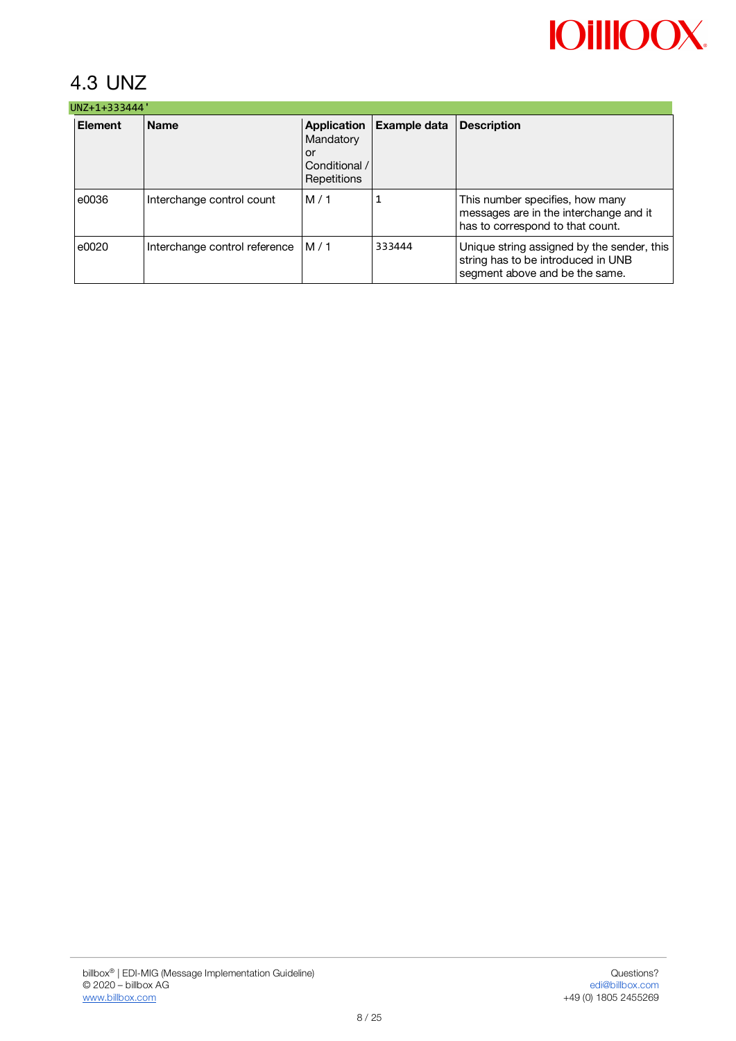## 4.3 UNZ

```
UNZ+1+333444'
```

| Element | Name | Application Mandatory or Conditional / Repetitions | Example data | Description |
|---|---|---|---|---|
| e0036 | Interchange control count | M / 1 | 1 | This number specifies, how many messages are in the interchange and it has to correspond to that count. |
| e0020 | Interchange control reference | M / 1 | 333444 | Unique string assigned by the sender, this string has to be introduced in UNB segment above and be the same. |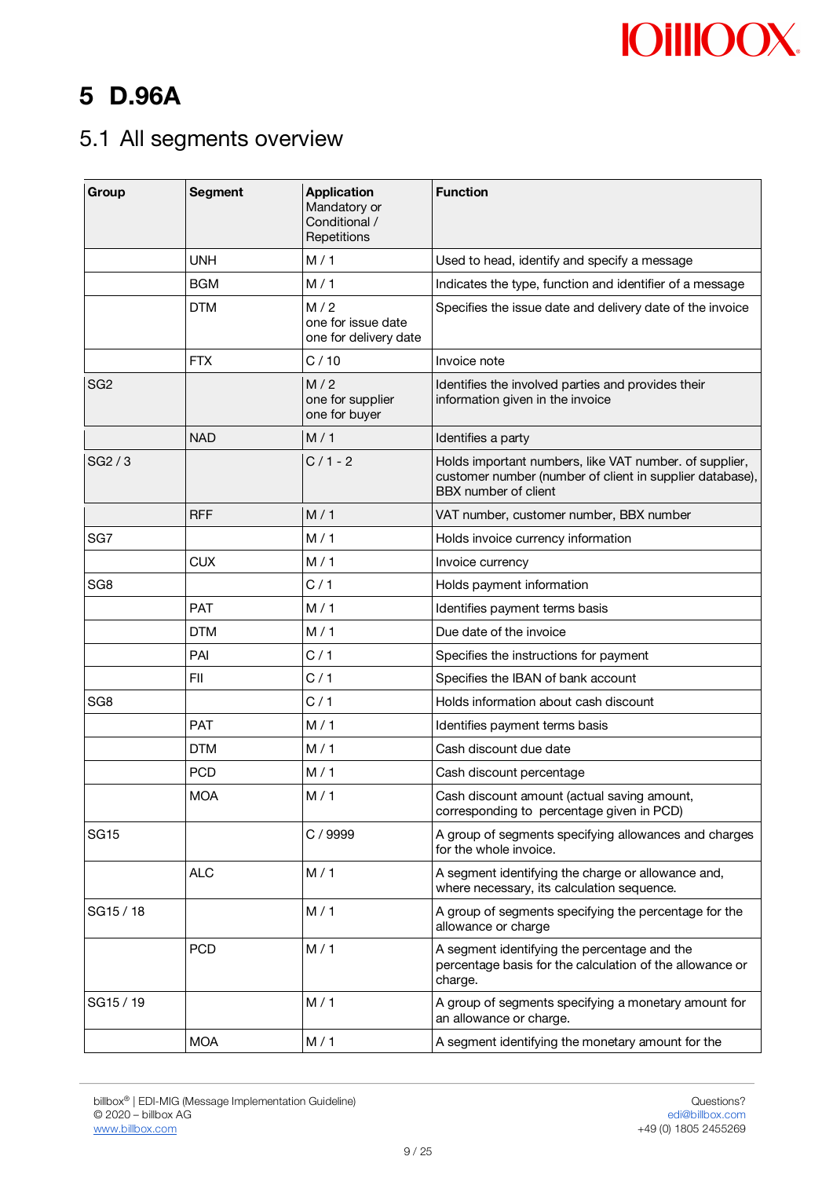# 5 D.96A

## 5.1 All segments overview

| Group | Segment | Application Mandatory or Conditional / Repetitions | Function |
|---|---|---|---|
| | UNH | M / 1 | Used to head, identify and specify a message |
| | BGM | M / 1 | Indicates the type, function and identifier of a message |
| | DTM | M / 2 one for issue date one for delivery date | Specifies the issue date and delivery date of the invoice |
| | FTX | C / 10 | Invoice note |
| SG2 | | M / 2 one for supplier one for buyer | Identifies the involved parties and provides their information given in the invoice |
| | NAD | M / 1 | Identifies a party |
| SG2 / 3 | | C / 1 - 2 | Holds important numbers, like VAT number. of supplier, customer number (number of client in supplier database), BBX number of client |
| | RFF | M / 1 | VAT number, customer number, BBX number |
| SG7 | | M / 1 | Holds invoice currency information |
| | CUX | M / 1 | Invoice currency |
| SG8 | | C / 1 | Holds payment information |
| | PAT | M / 1 | Identifies payment terms basis |
| | DTM | M / 1 | Due date of the invoice |
| | PAI | C / 1 | Specifies the instructions for payment |
| | FII | C / 1 | Specifies the IBAN of bank account |
| SG8 | | C / 1 | Holds information about cash discount |
| | PAT | M / 1 | Identifies payment terms basis |
| | DTM | M / 1 | Cash discount due date |
| | PCD | M / 1 | Cash discount percentage |
| | MOA | M / 1 | Cash discount amount (actual saving amount, corresponding to percentage given in PCD) |
| SG15 | | C / 9999 | A group of segments specifying allowances and charges for the whole invoice. |
| | ALC | M / 1 | A segment identifying the charge or allowance and, where necessary, its calculation sequence. |
| SG15 / 18 | | M / 1 | A group of segments specifying the percentage for the allowance or charge |
| | PCD | M / 1 | A segment identifying the percentage and the percentage basis for the calculation of the allowance or charge. |
| SG15 / 19 | | M / 1 | A group of segments specifying a monetary amount for an allowance or charge. |
| | MOA | M / 1 | A segment identifying the monetary amount for the |

billbox® | EDI-MIG (Message Implementation Guideline)
© 2020 – billbox AG
www.billbox.com

Questions?
edi@billbox.com
+49 (0) 1805 2455269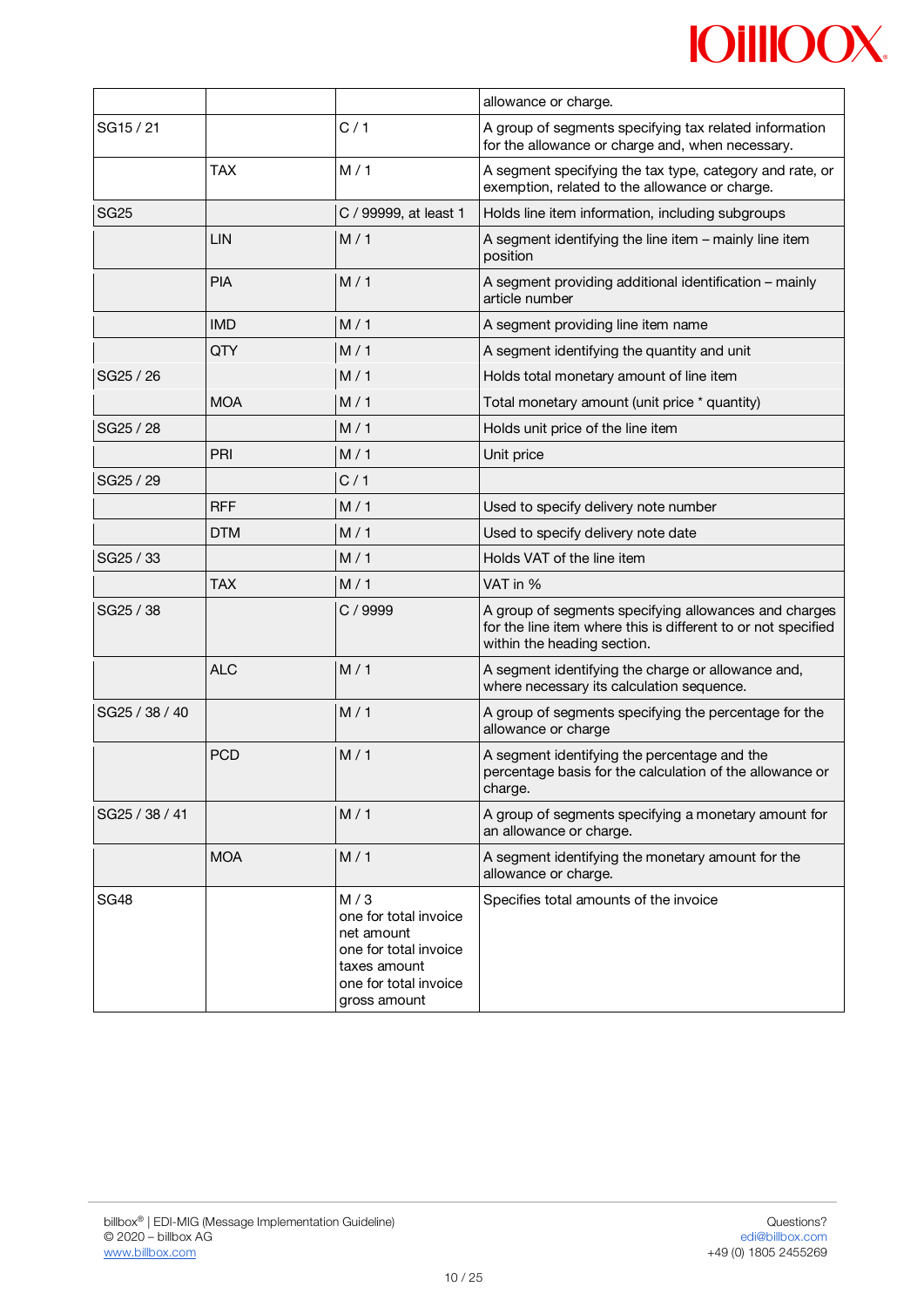| | | | allowance or charge. |
|---|---|---|---|
| SG15 / 21 | | C / 1 | A group of segments specifying tax related information for the allowance or charge and, when necessary. |
| | TAX | M / 1 | A segment specifying the tax type, category and rate, or exemption, related to the allowance or charge. |
| SG25 | | C / 99999, at least 1 | Holds line item information, including subgroups |
| | LIN | M / 1 | A segment identifying the line item – mainly line item position |
| | PIA | M / 1 | A segment providing additional identification – mainly article number |
| | IMD | M / 1 | A segment providing line item name |
| | QTY | M / 1 | A segment identifying the quantity and unit |
| SG25 / 26 | | M / 1 | Holds total monetary amount of line item |
| | MOA | M / 1 | Total monetary amount (unit price * quantity) |
| SG25 / 28 | | M / 1 | Holds unit price of the line item |
| | PRI | M / 1 | Unit price |
| SG25 / 29 | | C / 1 | |
| | RFF | M / 1 | Used to specify delivery note number |
| | DTM | M / 1 | Used to specify delivery note date |
| SG25 / 33 | | M / 1 | Holds VAT of the line item |
| | TAX | M / 1 | VAT in % |
| SG25 / 38 | | C / 9999 | A group of segments specifying allowances and charges for the line item where this is different to or not specified within the heading section. |
| | ALC | M / 1 | A segment identifying the charge or allowance and, where necessary its calculation sequence. |
| SG25 / 38 / 40 | | M / 1 | A group of segments specifying the percentage for the allowance or charge |
| | PCD | M / 1 | A segment identifying the percentage and the percentage basis for the calculation of the allowance or charge. |
| SG25 / 38 / 41 | | M / 1 | A group of segments specifying a monetary amount for an allowance or charge. |
| | MOA | M / 1 | A segment identifying the monetary amount for the allowance or charge. |
| SG48 | | M / 3<br>one for total invoice net amount<br>one for total invoice taxes amount<br>one for total invoice gross amount | Specifies total amounts of the invoice |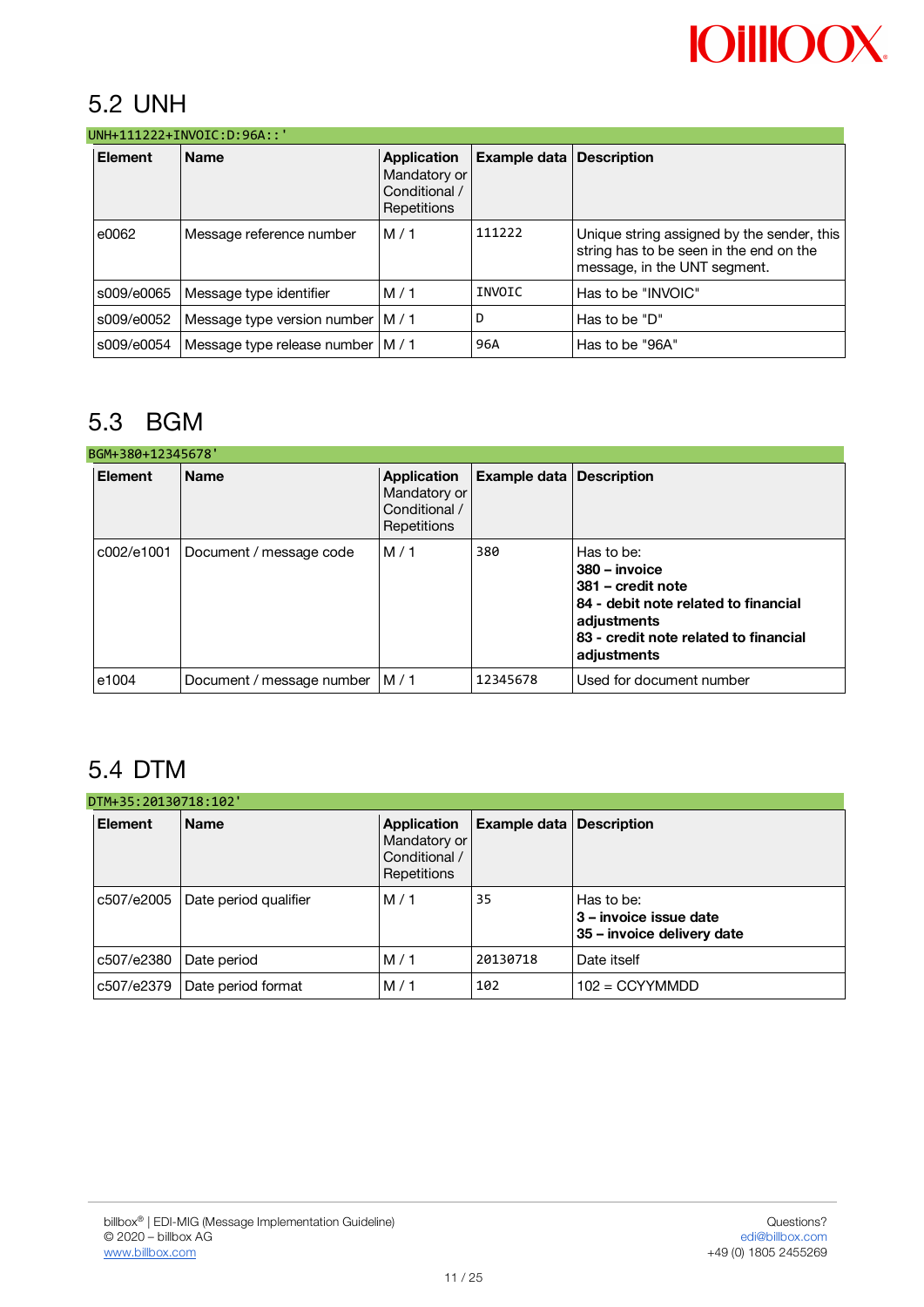## 5.2 UNH

`UNH+111222+INVOIC:D:96A::'`

| Element | Name | Application Mandatory or Conditional / Repetitions | Example data | Description |
|---|---|---|---|---|
| e0062 | Message reference number | M / 1 | 111222 | Unique string assigned by the sender, this string has to be seen in the end on the message, in the UNT segment. |
| s009/e0065 | Message type identifier | M / 1 | INVOIC | Has to be "INVOIC" |
| s009/e0052 | Message type version number | M / 1 | D | Has to be "D" |
| s009/e0054 | Message type release number | M / 1 | 96A | Has to be "96A" |

## 5.3 BGM

`BGM+380+12345678'`

| Element | Name | Application Mandatory or Conditional / Repetitions | Example data | Description |
|---|---|---|---|---|
| c002/e1001 | Document / message code | M / 1 | 380 | Has to be:<br>**380 – invoice**<br>**381 – credit note**<br>**84 - debit note related to financial adjustments**<br>**83 - credit note related to financial adjustments** |
| e1004 | Document / message number | M / 1 | 12345678 | Used for document number |

## 5.4 DTM

`DTM+35:20130718:102'`

| Element | Name | Application Mandatory or Conditional / Repetitions | Example data | Description |
|---|---|---|---|---|
| c507/e2005 | Date period qualifier | M / 1 | 35 | Has to be:<br>**3 – invoice issue date**<br>**35 – invoice delivery date** |
| c507/e2380 | Date period | M / 1 | 20130718 | Date itself |
| c507/e2379 | Date period format | M / 1 | 102 | 102 = CCYYMMDD |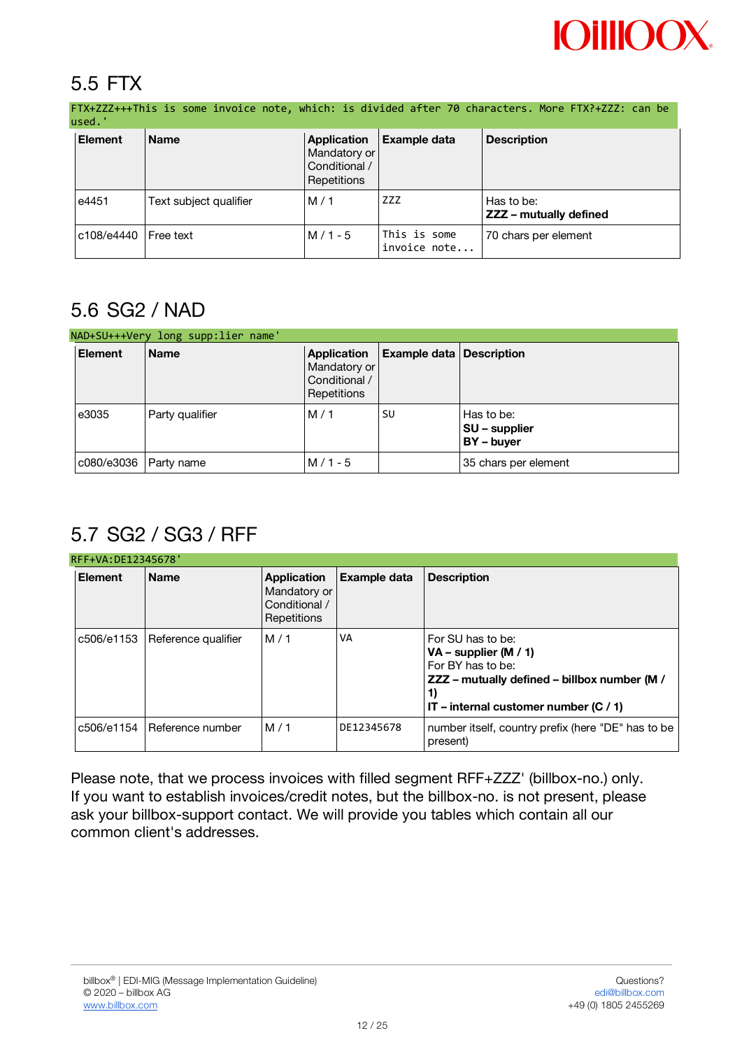## 5.5 FTX

```
FTX+ZZZ+++This is some invoice note, which: is divided after 70 characters. More FTX?+ZZZ: can be used.'
```

| Element | Name | Application Mandatory or Conditional / Repetitions | Example data | Description |
|---|---|---|---|---|
| e4451 | Text subject qualifier | M / 1 | ZZZ | Has to be:<br>**ZZZ – mutually defined** |
| c108/e4440 | Free text | M / 1 - 5 | This is some invoice note... | 70 chars per element |

## 5.6 SG2 / NAD

```
NAD+SU+++Very long supp:lier name'
```

| Element | Name | Application Mandatory or Conditional / Repetitions | Example data | Description |
|---|---|---|---|---|
| e3035 | Party qualifier | M / 1 | SU | Has to be:<br>**SU – supplier**<br>**BY – buyer** |
| c080/e3036 | Party name | M / 1 - 5 | | 35 chars per element |

## 5.7 SG2 / SG3 / RFF

```
RFF+VA:DE12345678'
```

| Element | Name | Application Mandatory or Conditional / Repetitions | Example data | Description |
|---|---|---|---|---|
| c506/e1153 | Reference qualifier | M / 1 | VA | For SU has to be:<br>**VA – supplier (M / 1)**<br>For BY has to be:<br>**ZZZ – mutually defined – billbox number (M / 1)**<br>**IT – internal customer number (C / 1)** |
| c506/e1154 | Reference number | M / 1 | DE12345678 | number itself, country prefix (here "DE" has to be present) |

Please note, that we process invoices with filled segment RFF+ZZZ' (billbox-no.) only. If you want to establish invoices/credit notes, but the billbox-no. is not present, please ask your billbox-support contact. We will provide you tables which contain all our common client's addresses.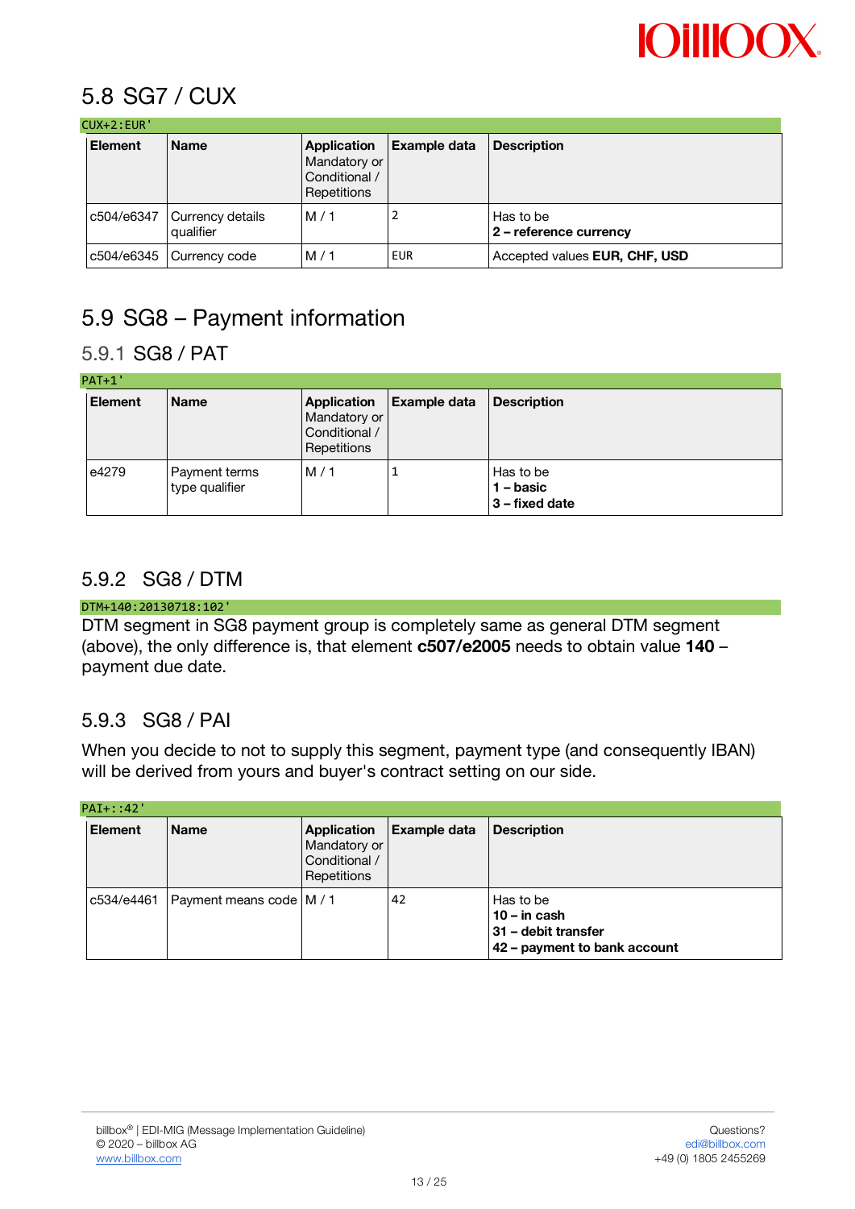## 5.8 SG7 / CUX

`CUX+2:EUR'`

| Element | Name | Application Mandatory or Conditional / Repetitions | Example data | Description |
|---|---|---|---|---|
| c504/e6347 | Currency details qualifier | M / 1 | 2 | Has to be<br>**2 – reference currency** |
| c504/e6345 | Currency code | M / 1 | EUR | Accepted values **EUR, CHF, USD** |

## 5.9 SG8 – Payment information

### 5.9.1 SG8 / PAT

`PAT+1'`

| Element | Name | Application Mandatory or Conditional / Repetitions | Example data | Description |
|---|---|---|---|---|
| e4279 | Payment terms type qualifier | M / 1 | 1 | Has to be<br>**1 – basic**<br>**3 – fixed date** |

### 5.9.2 SG8 / DTM

`DTM+140:20130718:102'`

DTM segment in SG8 payment group is completely same as general DTM segment (above), the only difference is, that element **c507/e2005** needs to obtain value **140** – payment due date.

### 5.9.3 SG8 / PAI

When you decide to not to supply this segment, payment type (and consequently IBAN) will be derived from yours and buyer's contract setting on our side.

`PAI+::42'`

| Element | Name | Application Mandatory or Conditional / Repetitions | Example data | Description |
|---|---|---|---|---|
| c534/e4461 | Payment means code | M / 1 | 42 | Has to be<br>**10 – in cash**<br>**31 – debit transfer**<br>**42 – payment to bank account** |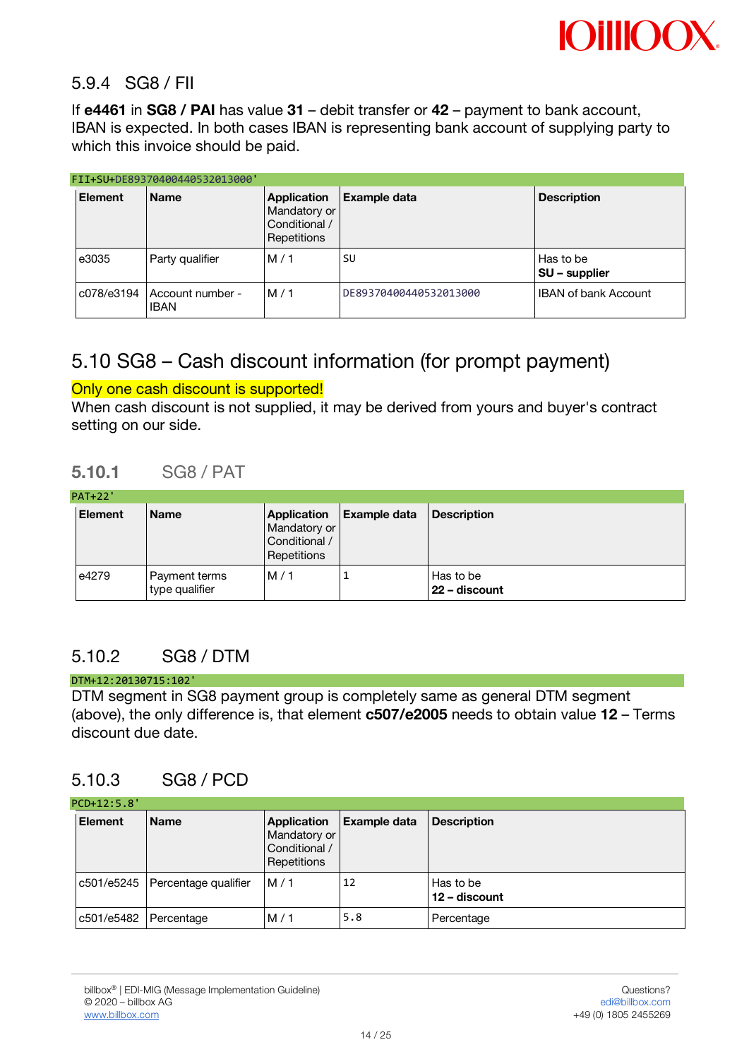### 5.9.4 SG8 / FII

If **e4461** in **SG8 / PAI** has value **31** – debit transfer or **42** – payment to bank account, IBAN is expected. In both cases IBAN is representing bank account of supplying party to which this invoice should be paid.

```
FII+SU+DE89370400440532013000'
```

| Element | Name | Application Mandatory or Conditional / Repetitions | Example data | Description |
|---|---|---|---|---|
| e3035 | Party qualifier | M / 1 | SU | Has to be **SU – supplier** |
| c078/e3194 | Account number - IBAN | M / 1 | DE89370400440532013000 | IBAN of bank Account |

## 5.10 SG8 – Cash discount information (for prompt payment)

Only one cash discount is supported!
When cash discount is not supplied, it may be derived from yours and buyer's contract setting on our side.

### 5.10.1 SG8 / PAT

```
PAT+22'
```

| Element | Name | Application Mandatory or Conditional / Repetitions | Example data | Description |
|---|---|---|---|---|
| e4279 | Payment terms type qualifier | M / 1 | 1 | Has to be **22 – discount** |

### 5.10.2 SG8 / DTM

```
DTM+12:20130715:102'
```

DTM segment in SG8 payment group is completely same as general DTM segment (above), the only difference is, that element **c507/e2005** needs to obtain value **12** – Terms discount due date.

### 5.10.3 SG8 / PCD

```
PCD+12:5.8'
```

| Element | Name | Application Mandatory or Conditional / Repetitions | Example data | Description |
|---|---|---|---|---|
| c501/e5245 | Percentage qualifier | M / 1 | 12 | Has to be **12 – discount** |
| c501/e5482 | Percentage | M / 1 | 5.8 | Percentage |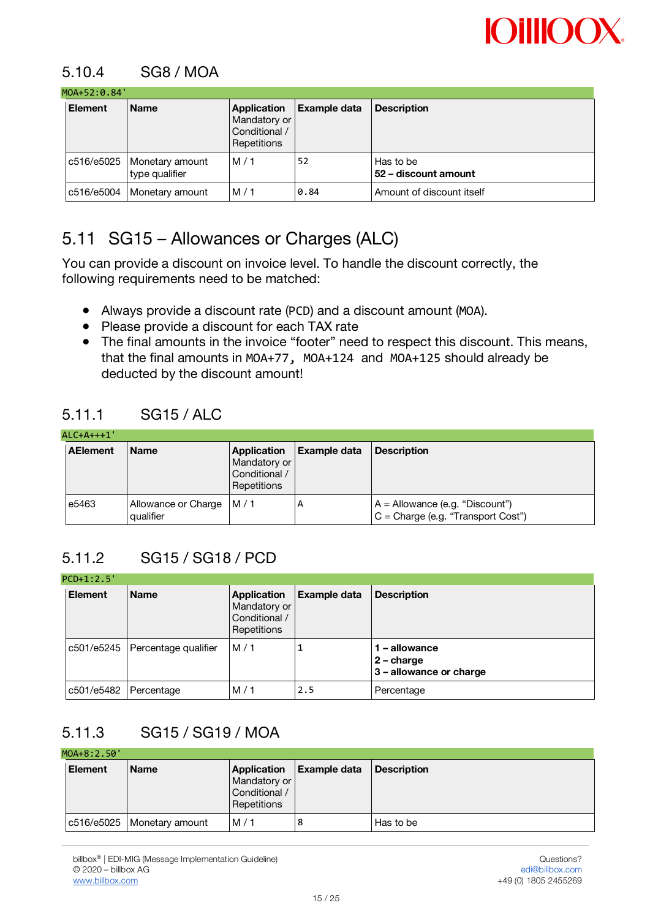### 5.10.4 SG8 / MOA

`MOA+52:0.84'`

| Element | Name | Application Mandatory or Conditional / Repetitions | Example data | Description |
|---|---|---|---|---|
| c516/e5025 | Monetary amount type qualifier | M / 1 | 52 | Has to be **52 – discount amount** |
| c516/e5004 | Monetary amount | M / 1 | 0.84 | Amount of discount itself |

## 5.11 SG15 – Allowances or Charges (ALC)

You can provide a discount on invoice level. To handle the discount correctly, the following requirements need to be matched:

- Always provide a discount rate (PCD) and a discount amount (MOA).
- Please provide a discount for each TAX rate
- The final amounts in the invoice "footer" need to respect this discount. This means, that the final amounts in MOA+77, MOA+124 and MOA+125 should already be deducted by the discount amount!

### 5.11.1 SG15 / ALC

`ALC+A+++1'`

| AElement | Name | Application Mandatory or Conditional / Repetitions | Example data | Description |
|---|---|---|---|---|
| e5463 | Allowance or Charge qualifier | M / 1 | A | A = Allowance (e.g. "Discount")<br>C = Charge (e.g. "Transport Cost") |

### 5.11.2 SG15 / SG18 / PCD

`PCD+1:2.5'`

| Element | Name | Application Mandatory or Conditional / Repetitions | Example data | Description |
|---|---|---|---|---|
| c501/e5245 | Percentage qualifier | M / 1 | 1 | **1 – allowance**<br>**2 – charge**<br>**3 – allowance or charge** |
| c501/e5482 | Percentage | M / 1 | 2.5 | Percentage |

### 5.11.3 SG15 / SG19 / MOA

`MOA+8:2.50'`

| Element | Name | Application Mandatory or Conditional / Repetitions | Example data | Description |
|---|---|---|---|---|
| c516/e5025 | Monetary amount | M / 1 | 8 | Has to be |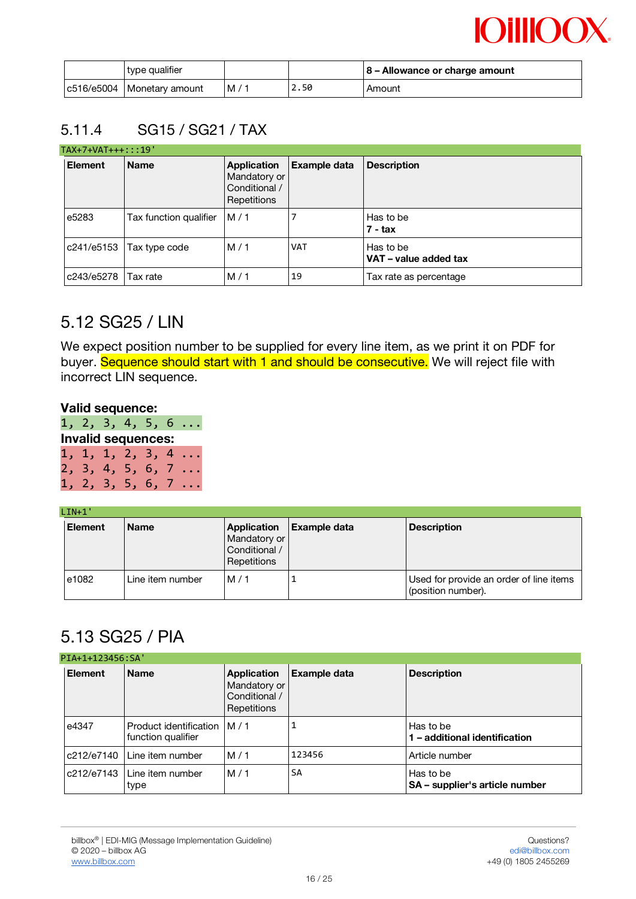|  | type qualifier |  |  | **8 – Allowance or charge amount** |
|---|---|---|---|---|
| c516/e5004 | Monetary amount | M / 1 | `2.50` | Amount |

### 5.11.4 SG15 / SG21 / TAX

```
TAX+7+VAT+++:::19'
```

| Element | Name | Application Mandatory or Conditional / Repetitions | Example data | Description |
|---|---|---|---|---|
| e5283 | Tax function qualifier | M / 1 | `7` | Has to be **7 - tax** |
| c241/e5153 | Tax type code | M / 1 | `VAT` | Has to be **VAT – value added tax** |
| c243/e5278 | Tax rate | M / 1 | `19` | Tax rate as percentage |

## 5.12 SG25 / LIN

We expect position number to be supplied for every line item, as we print it on PDF for buyer. Sequence should start with 1 and should be consecutive. We will reject file with incorrect LIN sequence.

**Valid sequence:**

```
1, 2, 3, 4, 5, 6 ...
```

**Invalid sequences:**

```
1, 1, 1, 2, 3, 4 ...
2, 3, 4, 5, 6, 7 ...
1, 2, 3, 5, 6, 7 ...
```

```
LIN+1'
```

| Element | Name | Application Mandatory or Conditional / Repetitions | Example data | Description |
|---|---|---|---|---|
| e1082 | Line item number | M / 1 | `1` | Used for provide an order of line items (position number). |

## 5.13 SG25 / PIA

```
PIA+1+123456:SA'
```

| Element | Name | Application Mandatory or Conditional / Repetitions | Example data | Description |
|---|---|---|---|---|
| e4347 | Product identification function qualifier | M / 1 | `1` | Has to be **1 – additional identification** |
| c212/e7140 | Line item number | M / 1 | `123456` | Article number |
| c212/e7143 | Line item number type | M / 1 | `SA` | Has to be **SA – supplier's article number** |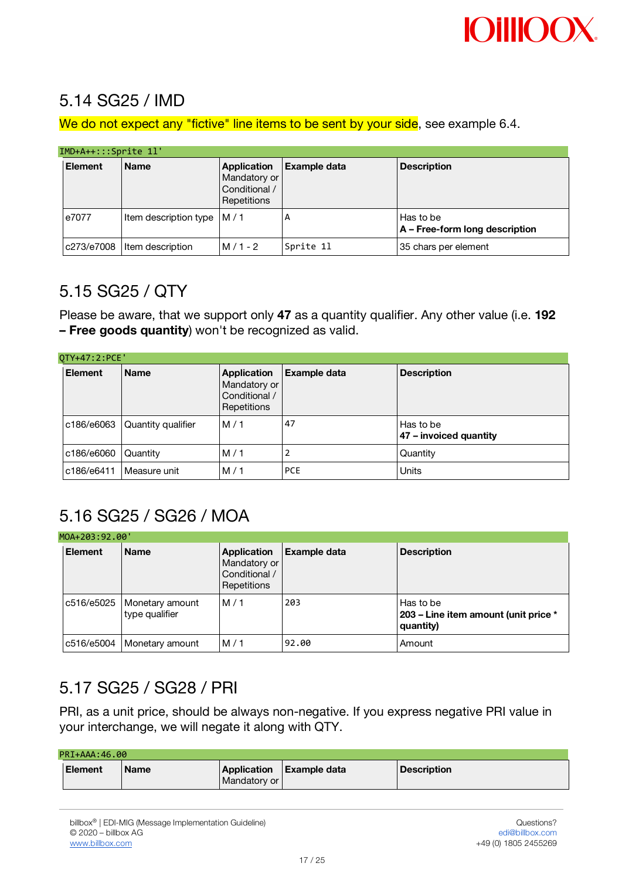## 5.14 SG25 / IMD

We do not expect any "fictive" line items to be sent by your side, see example 6.4.

```
IMD+A++:::Sprite 1l'
```

| Element | Name | Application Mandatory or Conditional / Repetitions | Example data | Description |
|---|---|---|---|---|
| e7077 | Item description type | M / 1 | A | Has to be **A – Free-form long description** |
| c273/e7008 | Item description | M / 1 - 2 | Sprite 1l | 35 chars per element |

## 5.15 SG25 / QTY

Please be aware, that we support only **47** as a quantity qualifier. Any other value (i.e. **192 – Free goods quantity**) won't be recognized as valid.

```
QTY+47:2:PCE'
```

| Element | Name | Application Mandatory or Conditional / Repetitions | Example data | Description |
|---|---|---|---|---|
| c186/e6063 | Quantity qualifier | M / 1 | 47 | Has to be **47 – invoiced quantity** |
| c186/e6060 | Quantity | M / 1 | 2 | Quantity |
| c186/e6411 | Measure unit | M / 1 | PCE | Units |

## 5.16 SG25 / SG26 / MOA

```
MOA+203:92.00'
```

| Element | Name | Application Mandatory or Conditional / Repetitions | Example data | Description |
|---|---|---|---|---|
| c516/e5025 | Monetary amount type qualifier | M / 1 | 203 | Has to be **203 – Line item amount (unit price * quantity)** |
| c516/e5004 | Monetary amount | M / 1 | 92.00 | Amount |

## 5.17 SG25 / SG28 / PRI

PRI, as a unit price, should be always non-negative. If you express negative PRI value in your interchange, we will negate it along with QTY.

```
PRI+AAA:46.00
```

| Element | Name | Application Mandatory or | Example data | Description |
|---|---|---|---|---|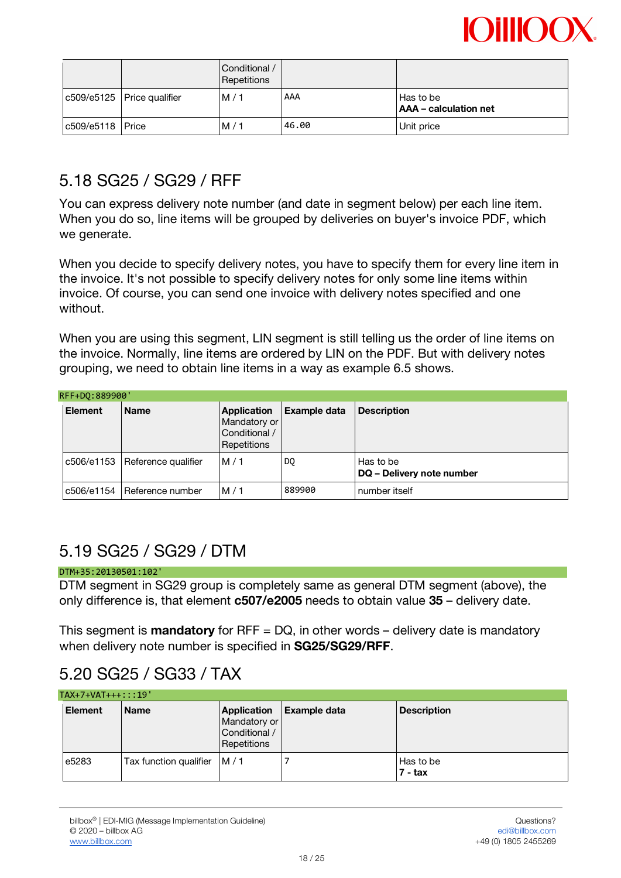| | | Conditional / Repetitions | | |
|---|---|---|---|---|
| c509/e5125 | Price qualifier | M / 1 | AAA | Has to be **AAA – calculation net** |
| c509/e5118 | Price | M / 1 | 46.00 | Unit price |

## 5.18 SG25 / SG29 / RFF

You can express delivery note number (and date in segment below) per each line item. When you do so, line items will be grouped by deliveries on buyer's invoice PDF, which we generate.

When you decide to specify delivery notes, you have to specify them for every line item in the invoice. It's not possible to specify delivery notes for only some line items within invoice. Of course, you can send one invoice with delivery notes specified and one without.

When you are using this segment, LIN segment is still telling us the order of line items on the invoice. Normally, line items are ordered by LIN on the PDF. But with delivery notes grouping, we need to obtain line items in a way as example 6.5 shows.

```
RFF+DQ:889900'
```

| Element | Name | Application Mandatory or Conditional / Repetitions | Example data | Description |
|---|---|---|---|---|
| c506/e1153 | Reference qualifier | M / 1 | DQ | Has to be **DQ – Delivery note number** |
| c506/e1154 | Reference number | M / 1 | 889900 | number itself |

## 5.19 SG25 / SG29 / DTM

```
DTM+35:20130501:102'
```

DTM segment in SG29 group is completely same as general DTM segment (above), the only difference is, that element **c507/e2005** needs to obtain value **35** – delivery date.

This segment is **mandatory** for RFF = DQ, in other words – delivery date is mandatory when delivery note number is specified in **SG25/SG29/RFF**.

## 5.20 SG25 / SG33 / TAX

```
TAX+7+VAT+++:::19'
```

| Element | Name | Application Mandatory or Conditional / Repetitions | Example data | Description |
|---|---|---|---|---|
| e5283 | Tax function qualifier | M / 1 | 7 | Has to be **7 - tax** |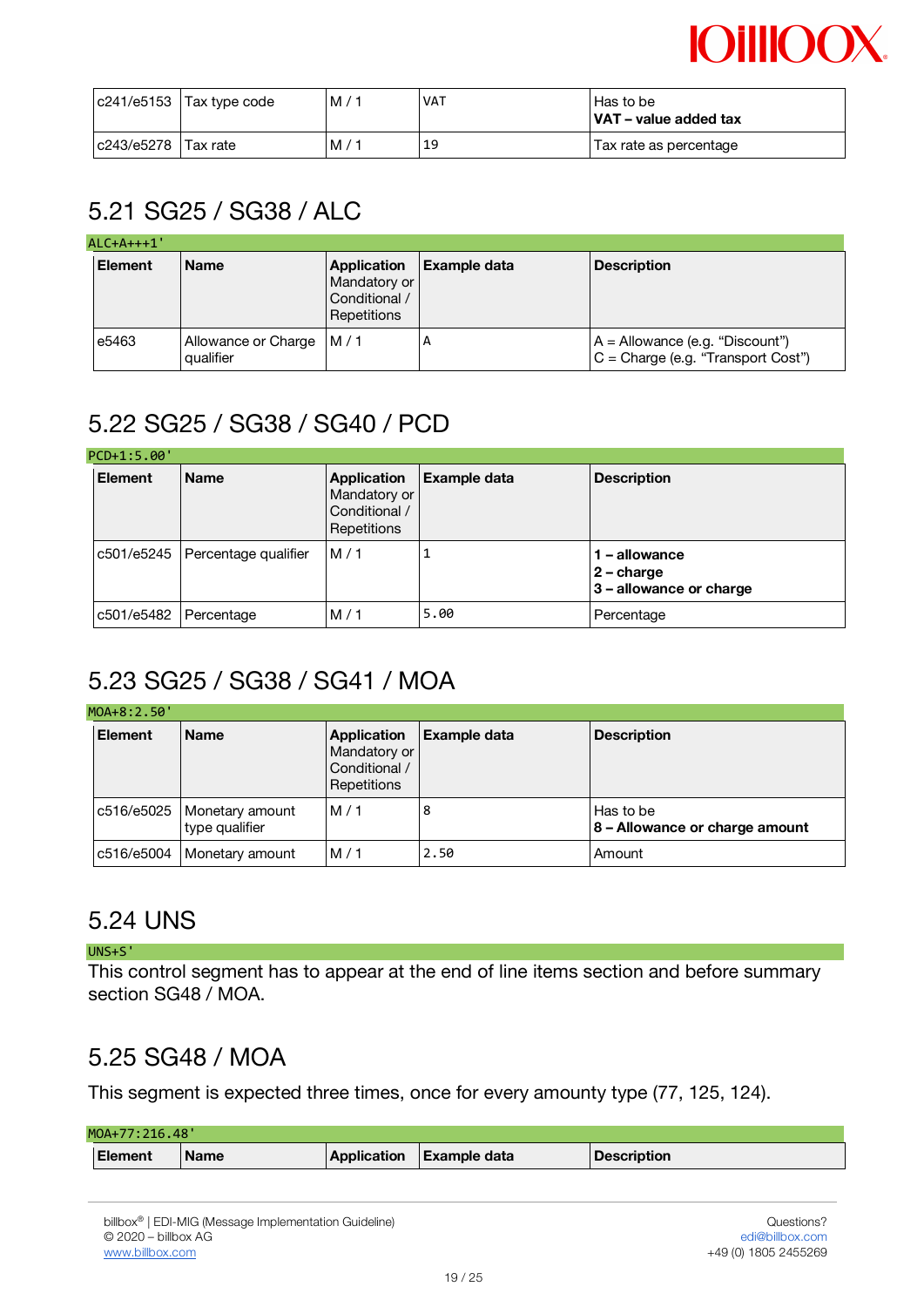| | | | | |
|---|---|---|---|---|
| c241/e5153 | Tax type code | M / 1 | VAT | Has to be **VAT – value added tax** |
| c243/e5278 | Tax rate | M / 1 | 19 | Tax rate as percentage |

## 5.21 SG25 / SG38 / ALC

```
ALC+A+++1'
```

| Element | Name | Application Mandatory or Conditional / Repetitions | Example data | Description |
|---|---|---|---|---|
| e5463 | Allowance or Charge qualifier | M / 1 | A | A = Allowance (e.g. “Discount”)<br>C = Charge (e.g. “Transport Cost”) |

## 5.22 SG25 / SG38 / SG40 / PCD

```
PCD+1:5.00'
```

| Element | Name | Application Mandatory or Conditional / Repetitions | Example data | Description |
|---|---|---|---|---|
| c501/e5245 | Percentage qualifier | M / 1 | 1 | **1 – allowance**<br>**2 – charge**<br>**3 – allowance or charge** |
| c501/e5482 | Percentage | M / 1 | 5.00 | Percentage |

## 5.23 SG25 / SG38 / SG41 / MOA

```
MOA+8:2.50'
```

| Element | Name | Application Mandatory or Conditional / Repetitions | Example data | Description |
|---|---|---|---|---|
| c516/e5025 | Monetary amount type qualifier | M / 1 | 8 | Has to be<br>**8 – Allowance or charge amount** |
| c516/e5004 | Monetary amount | M / 1 | 2.50 | Amount |

## 5.24 UNS

```
UNS+S'
```

This control segment has to appear at the end of line items section and before summary section SG48 / MOA.

## 5.25 SG48 / MOA

This segment is expected three times, once for every amounty type (77, 125, 124).

```
MOA+77:216.48'
```

| Element | Name | Application | Example data | Description |
|---|---|---|---|---|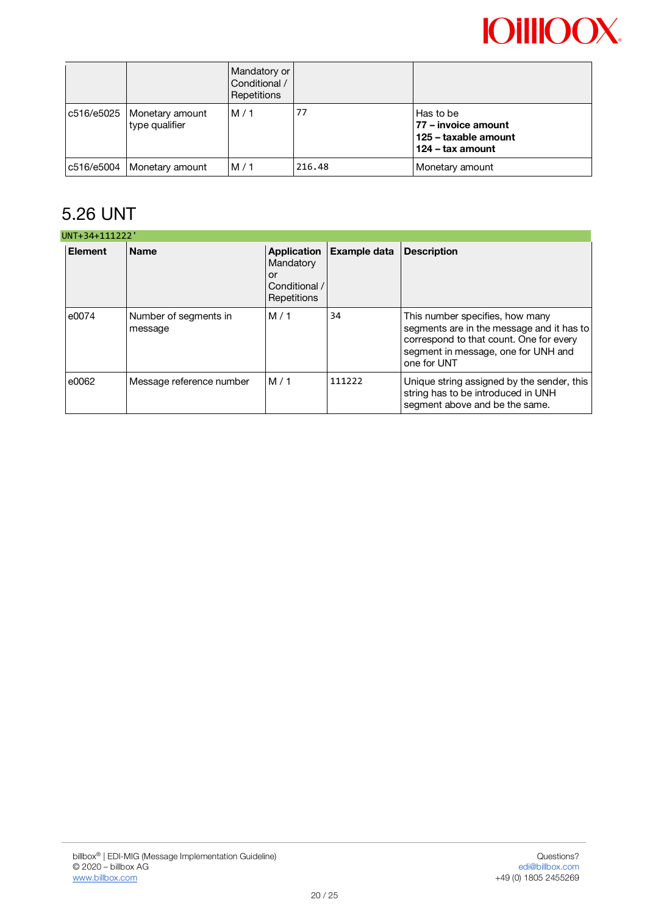| | | Mandatory or Conditional / Repetitions | | |
|---|---|---|---|---|
| c516/e5025 | Monetary amount type qualifier | M / 1 | 77 | Has to be **77 – invoice amount** **125 – taxable amount** **124 – tax amount** |
| c516/e5004 | Monetary amount | M / 1 | 216.48 | Monetary amount |

## 5.26 UNT

```
UNT+34+111222'
```

| **Element** | **Name** | **Application** Mandatory or Conditional / Repetitions | **Example data** | **Description** |
|---|---|---|---|---|
| e0074 | Number of segments in message | M / 1 | 34 | This number specifies, how many segments are in the message and it has to correspond to that count. One for every segment in message, one for UNH and one for UNT |
| e0062 | Message reference number | M / 1 | 111222 | Unique string assigned by the sender, this string has to be introduced in UNH segment above and be the same. |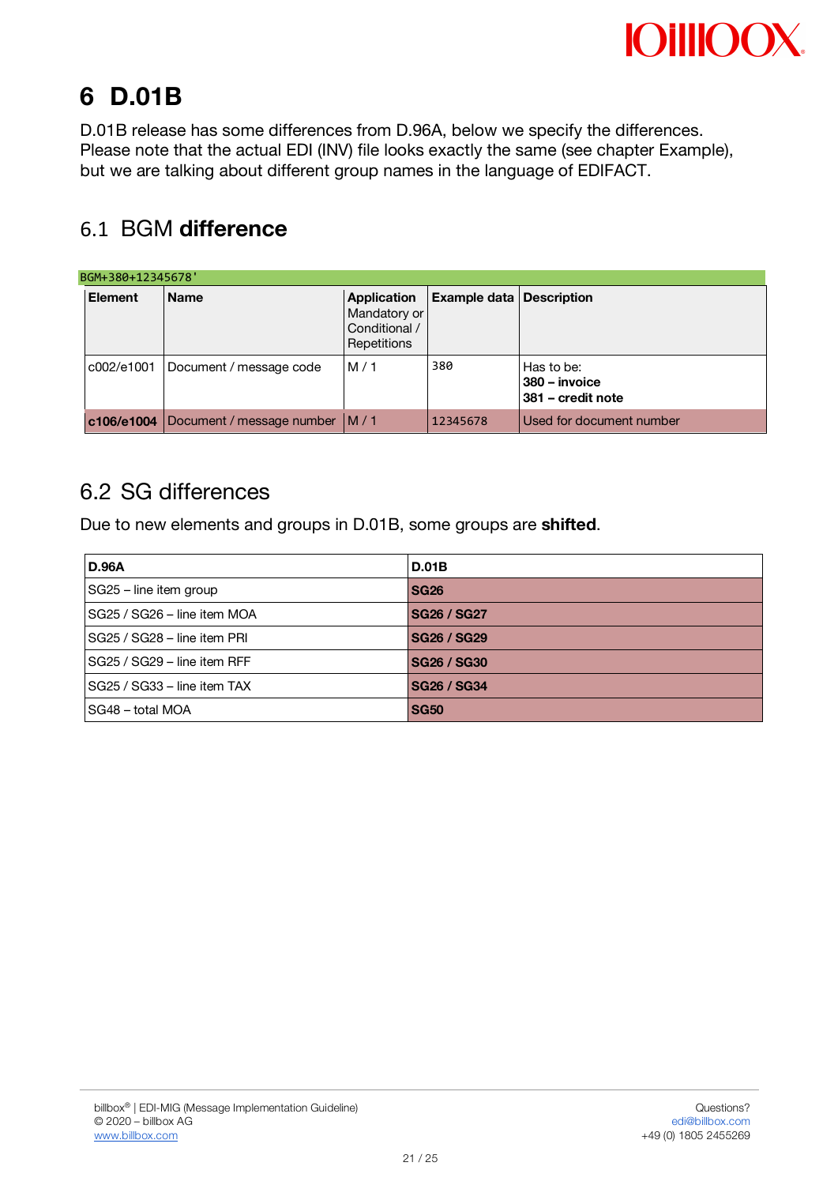# 6 D.01B

D.01B release has some differences from D.96A, below we specify the differences. Please note that the actual EDI (INV) file looks exactly the same (see chapter Example), but we are talking about different group names in the language of EDIFACT.

## 6.1 BGM **difference**

```
BGM+380+12345678'
```

| Element | Name | Application Mandatory or Conditional / Repetitions | Example data | Description |
|---|---|---|---|---|
| c002/e1001 | Document / message code | M / 1 | 380 | Has to be: **380 – invoice** **381 – credit note** |
| **c106/e1004** | Document / message number | M / 1 | 12345678 | Used for document number |

## 6.2 SG differences

Due to new elements and groups in D.01B, some groups are **shifted**.

| **D.96A** | **D.01B** |
|---|---|
| SG25 – line item group | **SG26** |
| SG25 / SG26 – line item MOA | **SG26 / SG27** |
| SG25 / SG28 – line item PRI | **SG26 / SG29** |
| SG25 / SG29 – line item RFF | **SG26 / SG30** |
| SG25 / SG33 – line item TAX | **SG26 / SG34** |
| SG48 – total MOA | **SG50** |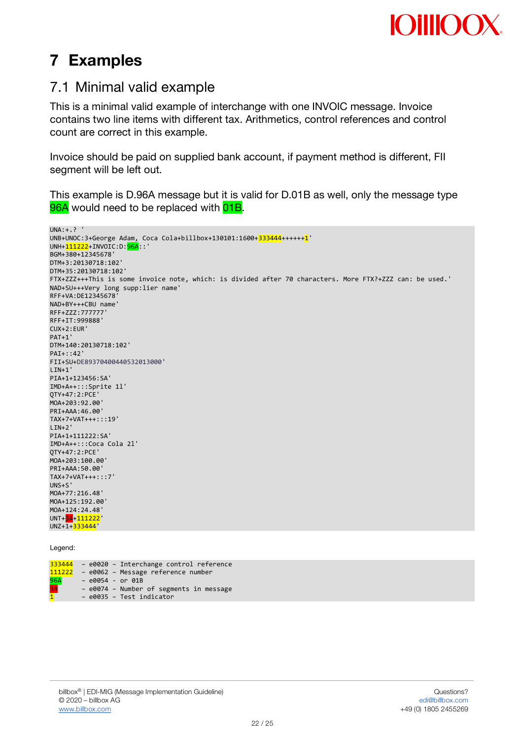# 7 Examples

## 7.1 Minimal valid example

This is a minimal valid example of interchange with one INVOIC message. Invoice contains two line items with different tax. Arithmetics, control references and control count are correct in this example.

Invoice should be paid on supplied bank account, if payment method is different, FII segment will be left out.

This example is D.96A message but it is valid for D.01B as well, only the message type 96A would need to be replaced with 01B.

```
UNA:+.? '
UNB+UNOC:3+George Adam, Coca Cola+billbox+130101:1600+333444++++++1'
UNH+111222+INVOIC:D:96A::'
BGM+380+12345678'
DTM+3:20130718:102'
DTM+35:20130718:102'
FTX+ZZZ+++This is some invoice note, which: is divided after 70 characters. More FTX?+ZZZ can: be used.'
NAD+SU+++Very long supp:lier name'
RFF+VA:DE12345678'
NAD+BY+++CBU name'
RFF+ZZZ:777777'
RFF+IT:999888'
CUX+2:EUR'
PAT+1'
DTM+140:20130718:102'
PAI+::42'
FII+SU+DE89370400440532013000'
LIN+1'
PIA+1+123456:SA'
IMD+A++:::Sprite 1l'
QTY+47:2:PCE'
MOA+203:92.00'
PRI+AAA:46.00'
TAX+7+VAT+++:::19'
LIN+2'
PIA+1+111222:SA'
IMD+A++:::Coca Cola 2l'
QTY+47:2:PCE'
MOA+203:100.00'
PRI+AAA:50.00'
TAX+7+VAT+++:::7'
UNS+S'
MOA+77:216.48'
MOA+125:192.00'
MOA+124:24.48'
UNT+34+111222'
UNZ+1+333444'
```

Legend:

```
333444  - e0020 - Interchange control reference
111222  - e0062 - Message reference number
96A     - e0054 - or 01B
34      - e0074 - Number of segments in message
1       - e0035 - Test indicator
```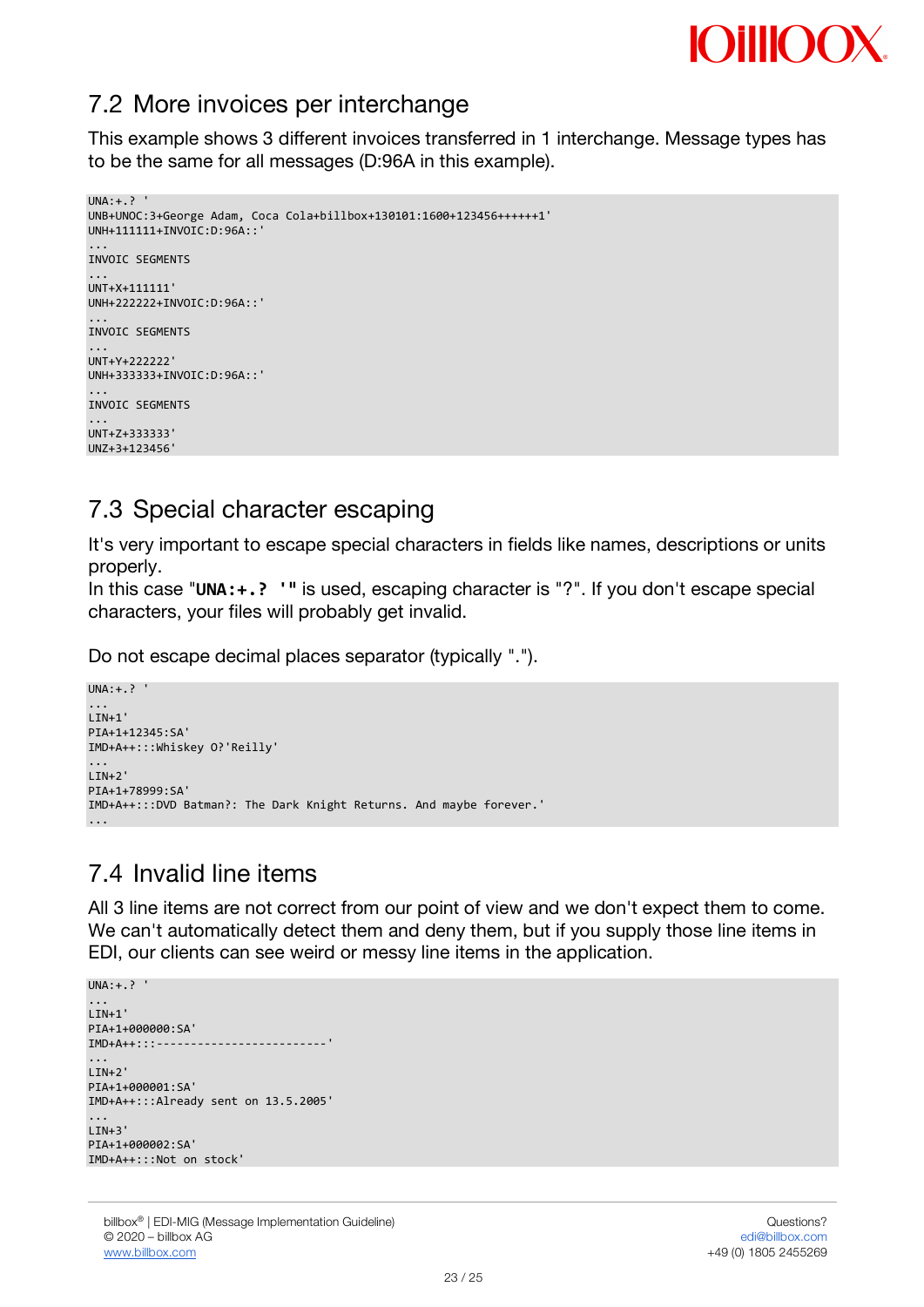## 7.2 More invoices per interchange

This example shows 3 different invoices transferred in 1 interchange. Message types has to be the same for all messages (D:96A in this example).

```
UNA:+.? '
UNB+UNOC:3+George Adam, Coca Cola+billbox+130101:1600+123456++++++1'
UNH+111111+INVOIC:D:96A::'
...
INVOIC SEGMENTS
...
UNT+X+111111'
UNH+222222+INVOIC:D:96A::'
...
INVOIC SEGMENTS
...
UNT+Y+222222'
UNH+333333+INVOIC:D:96A::'
...
INVOIC SEGMENTS
...
UNT+Z+333333'
UNZ+3+123456'
```

## 7.3 Special character escaping

It's very important to escape special characters in fields like names, descriptions or units properly.
In this case "**UNA:+.? '**" is used, escaping character is "?". If you don't escape special characters, your files will probably get invalid.

Do not escape decimal places separator (typically ".").

```
UNA:+.? '
...
LIN+1'
PIA+1+12345:SA'
IMD+A++:::Whiskey O?'Reilly'
...
LIN+2'
PIA+1+78999:SA'
IMD+A++:::DVD Batman?: The Dark Knight Returns. And maybe forever.'
...
```

## 7.4 Invalid line items

All 3 line items are not correct from our point of view and we don't expect them to come. We can't automatically detect them and deny them, but if you supply those line items in EDI, our clients can see weird or messy line items in the application.

```
UNA:+.? '
...
LIN+1'
PIA+1+000000:SA'
IMD+A++:::-------------------------'
...
LIN+2'
PIA+1+000001:SA'
IMD+A++:::Already sent on 13.5.2005'
...
LIN+3'
PIA+1+000002:SA'
IMD+A++:::Not on stock'
```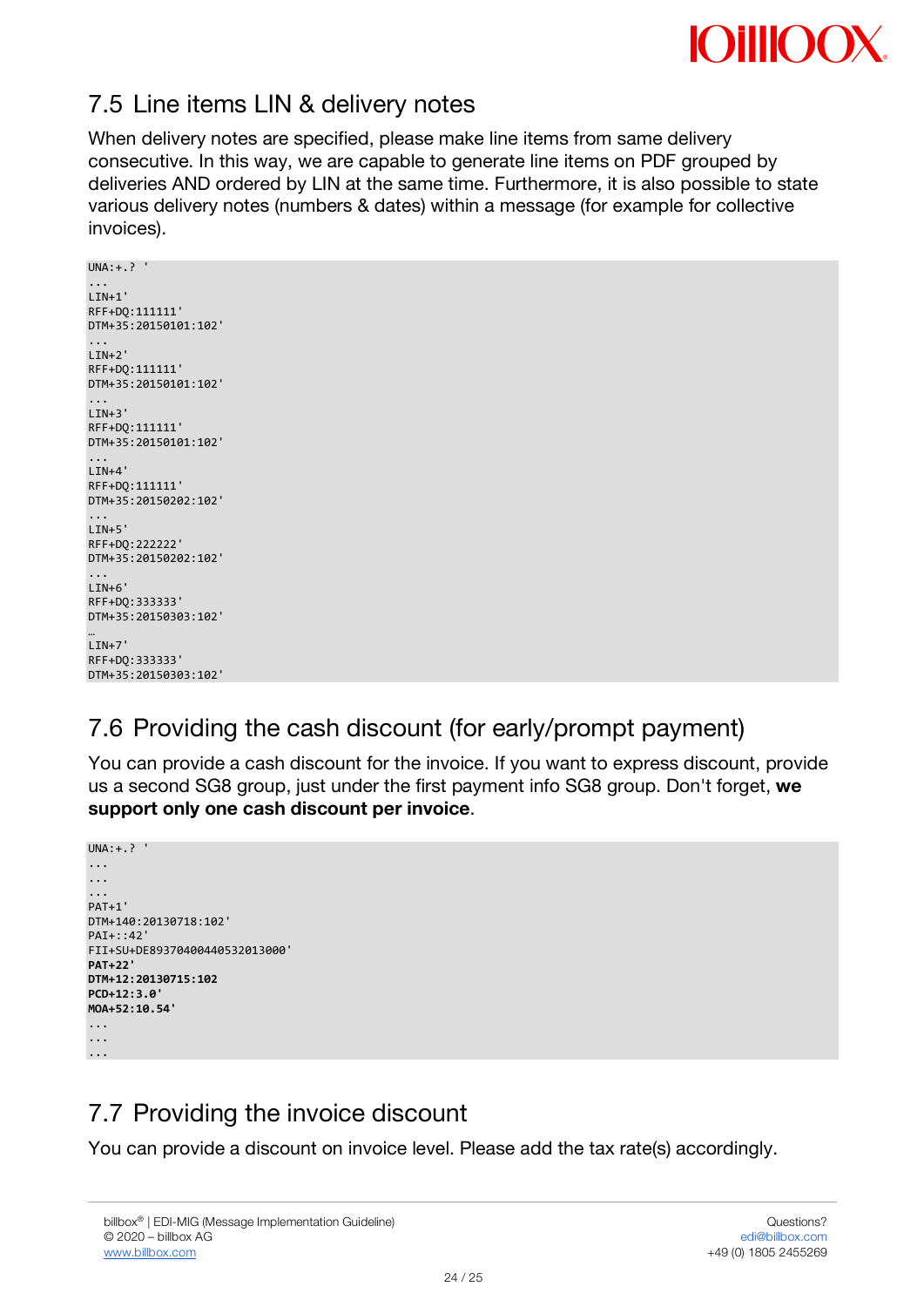## 7.5 Line items LIN & delivery notes

When delivery notes are specified, please make line items from same delivery consecutive. In this way, we are capable to generate line items on PDF grouped by deliveries AND ordered by LIN at the same time. Furthermore, it is also possible to state various delivery notes (numbers & dates) within a message (for example for collective invoices).

```
UNA:+.? '
...
LIN+1'
RFF+DQ:111111'
DTM+35:20150101:102'
...
LIN+2'
RFF+DQ:111111'
DTM+35:20150101:102'
...
LIN+3'
RFF+DQ:111111'
DTM+35:20150101:102'
...
LIN+4'
RFF+DQ:111111'
DTM+35:20150202:102'
...
LIN+5'
RFF+DQ:222222'
DTM+35:20150202:102'
...
LIN+6'
RFF+DQ:333333'
DTM+35:20150303:102'
…
LIN+7'
RFF+DQ:333333'
DTM+35:20150303:102'
```

## 7.6 Providing the cash discount (for early/prompt payment)

You can provide a cash discount for the invoice. If you want to express discount, provide us a second SG8 group, just under the first payment info SG8 group. Don't forget, **we support only one cash discount per invoice**.

```
UNA:+.? '
...
...
...
PAT+1'
DTM+140:20130718:102'
PAI+::42'
FII+SU+DE89370400440532013000'
PAT+22'
DTM+12:20130715:102
PCD+12:3.0'
MOA+52:10.54'
...
...
...
```

## 7.7 Providing the invoice discount

You can provide a discount on invoice level. Please add the tax rate(s) accordingly.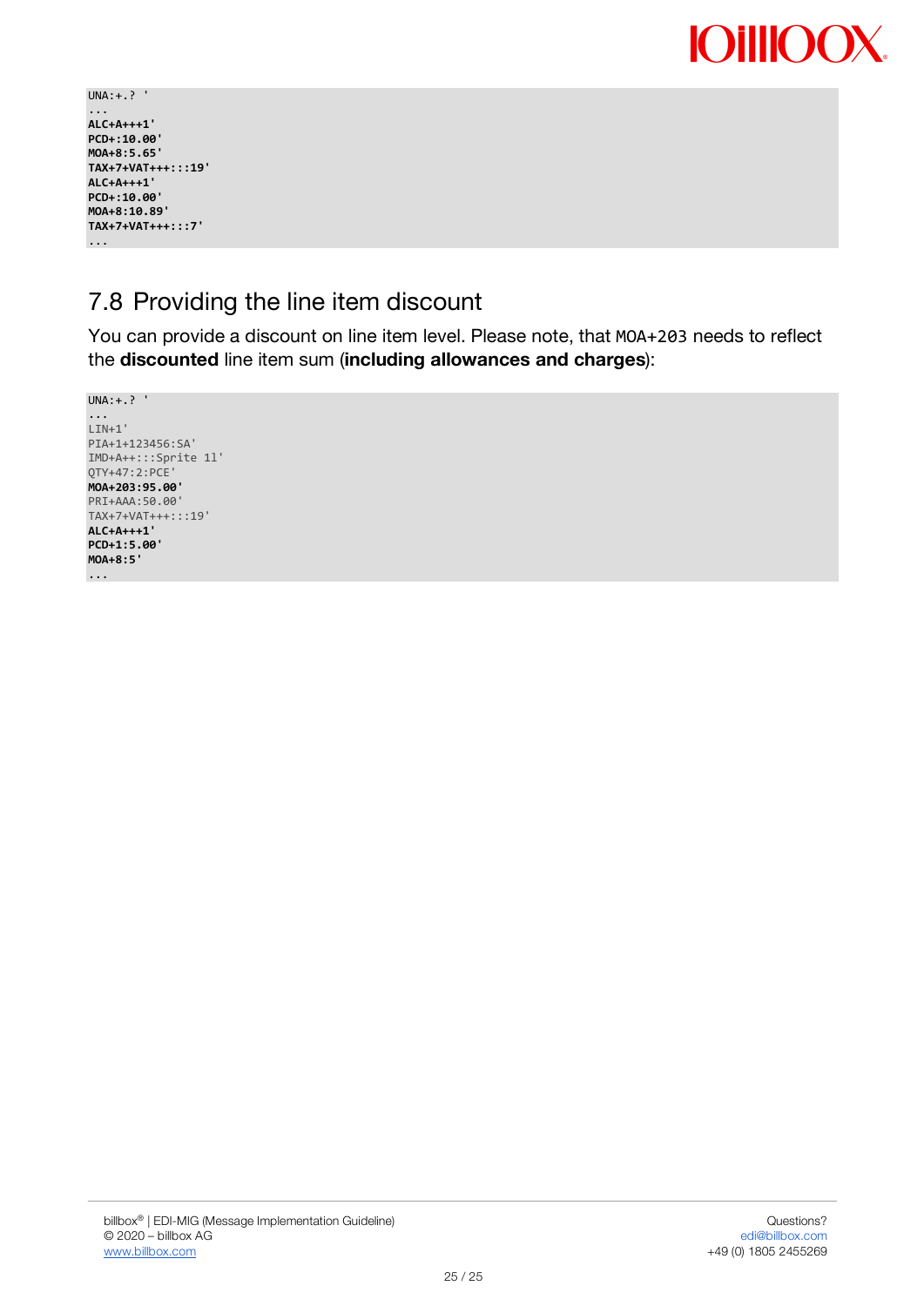```
UNA:+.? '
...
ALC+A+++1'
PCD+:10.00'
MOA+8:5.65'
TAX+7+VAT+++:::19'
ALC+A+++1'
PCD+:10.00'
MOA+8:10.89'
TAX+7+VAT+++:::7'
...
```

## 7.8 Providing the line item discount

You can provide a discount on line item level. Please note, that `MOA+203` needs to reflect the **discounted** line item sum (**including allowances and charges**):

```
UNA:+.? '
...
LIN+1'
PIA+1+123456:SA'
IMD+A++:::Sprite 1l'
QTY+47:2:PCE'
MOA+203:95.00'
PRI+AAA:50.00'
TAX+7+VAT+++:::19'
ALC+A+++1'
PCD+1:5.00'
MOA+8:5'
...
```

billbox® | EDI-MIG (Message Implementation Guideline)
© 2020 – billbox AG
www.billbox.com

Questions?
edi@billbox.com
+49 (0) 1805 2455269